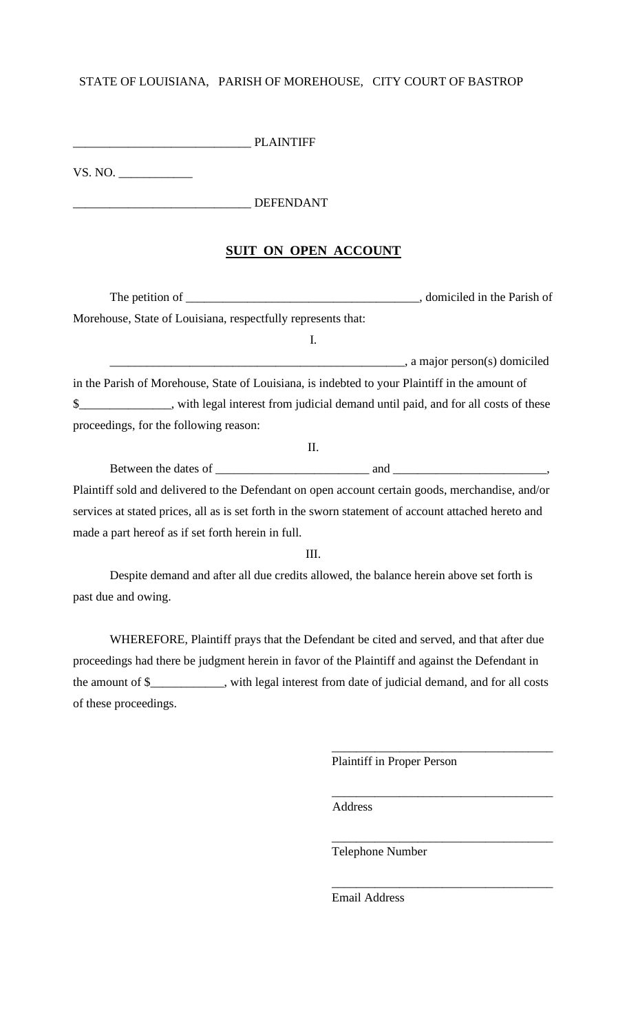STATE OF LOUISIANA, PARISH OF MOREHOUSE, CITY COURT OF BASTROP

____________________________ PLAINTIFF

VS. NO. ____________

____________________________ DEFENDANT

## SUIT ON OPEN ACCOUNT

The petition of ______________________________________, domiciled in the Parish of Morehouse, State of Louisiana, respectfully represents that:

I.

________________________________________________, a major person(s) domiciled in the Parish of Morehouse, State of Louisiana, is indebted to your Plaintiff in the amount of $_______________, with legal interest from judicial demand until paid, and for all costs of these proceedings, for the following reason:

II.

Between the dates of _________________________ and _________________________, Plaintiff sold and delivered to the Defendant on open account certain goods, merchandise, and/or services at stated prices, all as is set forth in the sworn statement of account attached hereto and made a part hereof as if set forth herein in full.

III.

Despite demand and after all due credits allowed, the balance herein above set forth is past due and owing.

WHEREFORE, Plaintiff prays that the Defendant be cited and served, and that after due proceedings had there be judgment herein in favor of the Plaintiff and against the Defendant in the amount of $____________, with legal interest from date of judicial demand, and for all costs of these proceedings.

____________________________________
Plaintiff in Proper Person

____________________________________
Address

____________________________________
Telephone Number

____________________________________
Email Address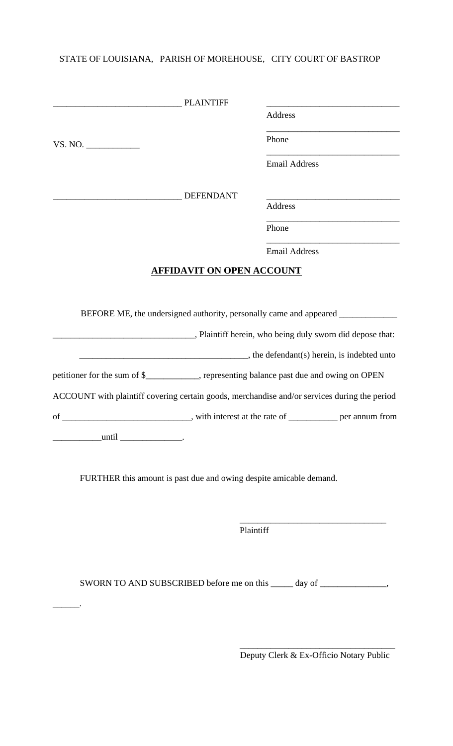STATE OF LOUISIANA, PARISH OF MOREHOUSE, CITY COURT OF BASTROP

| | |
|---|---|
| ____________________________ PLAINTIFF | ______________________________ Address |
| | ______________________________ Phone |
| VS. NO. ____________ | ______________________________ Email Address |
| ____________________________ DEFENDANT | ______________________________ Address |
| | ______________________________ Phone |
| | ______________________________ Email Address |

## AFFIDAVIT ON OPEN ACCOUNT

BEFORE ME, the undersigned authority, personally came and appeared _____________ ________________________________, Plaintiff herein, who being duly sworn did depose that:

______________________________________, the defendant(s) herein, is indebted unto petitioner for the sum of $____________, representing balance past due and owing on OPEN ACCOUNT with plaintiff covering certain goods, merchandise and/or services during the period of _____________________________, with interest at the rate of ___________ per annum from ___________until ______________.

FURTHER this amount is past due and owing despite amicable demand.

_________________________________
Plaintiff

SWORN TO AND SUBSCRIBED before me on this _____ day of _______________, ______.

__________________________________
Deputy Clerk & Ex-Officio Notary Public